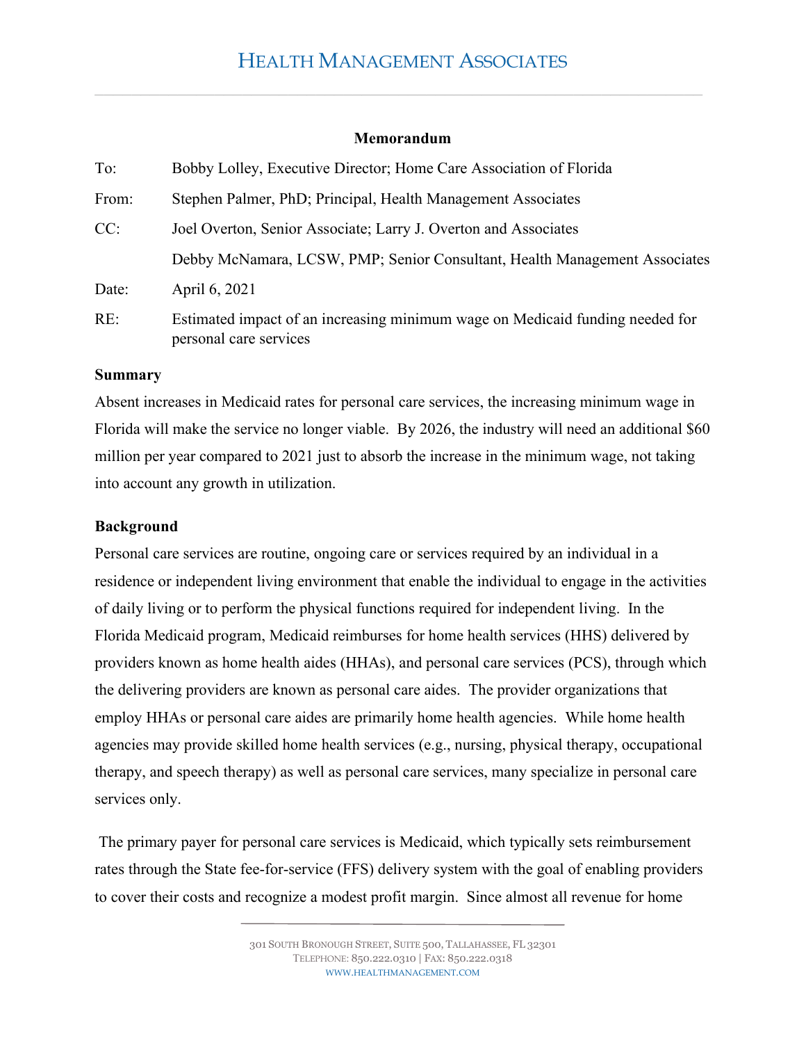# Health Management Associates

**Memorandum**

| | |
|---|---|
| To: | Bobby Lolley, Executive Director; Home Care Association of Florida |
| From: | Stephen Palmer, PhD; Principal, Health Management Associates |
| CC: | Joel Overton, Senior Associate; Larry J. Overton and Associates |
| | Debby McNamara, LCSW, PMP; Senior Consultant, Health Management Associates |
| Date: | April 6, 2021 |
| RE: | Estimated impact of an increasing minimum wage on Medicaid funding needed for personal care services |

**Summary**

Absent increases in Medicaid rates for personal care services, the increasing minimum wage in Florida will make the service no longer viable. By 2026, the industry will need an additional $60 million per year compared to 2021 just to absorb the increase in the minimum wage, not taking into account any growth in utilization.

**Background**

Personal care services are routine, ongoing care or services required by an individual in a residence or independent living environment that enable the individual to engage in the activities of daily living or to perform the physical functions required for independent living. In the Florida Medicaid program, Medicaid reimburses for home health services (HHS) delivered by providers known as home health aides (HHAs), and personal care services (PCS), through which the delivering providers are known as personal care aides. The provider organizations that employ HHAs or personal care aides are primarily home health agencies. While home health agencies may provide skilled home health services (e.g., nursing, physical therapy, occupational therapy, and speech therapy) as well as personal care services, many specialize in personal care services only.

The primary payer for personal care services is Medicaid, which typically sets reimbursement rates through the State fee-for-service (FFS) delivery system with the goal of enabling providers to cover their costs and recognize a modest profit margin. Since almost all revenue for home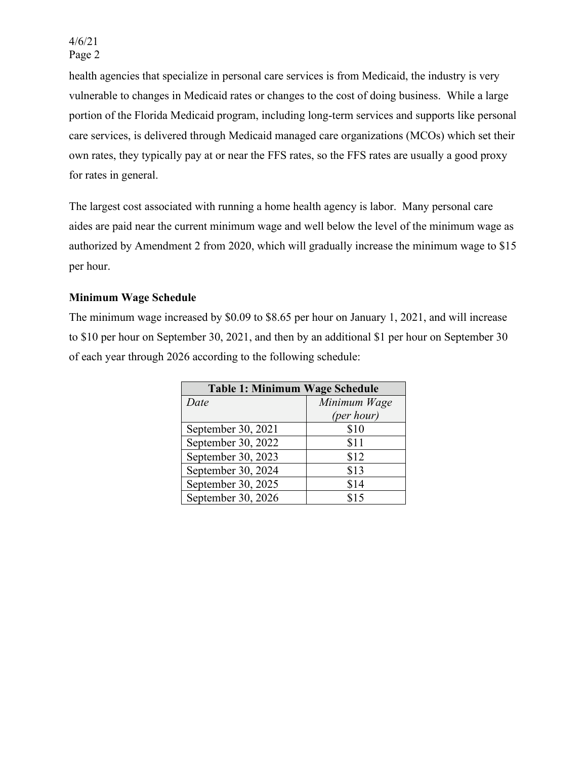health agencies that specialize in personal care services is from Medicaid, the industry is very vulnerable to changes in Medicaid rates or changes to the cost of doing business. While a large portion of the Florida Medicaid program, including long-term services and supports like personal care services, is delivered through Medicaid managed care organizations (MCOs) which set their own rates, they typically pay at or near the FFS rates, so the FFS rates are usually a good proxy for rates in general.

The largest cost associated with running a home health agency is labor. Many personal care aides are paid near the current minimum wage and well below the level of the minimum wage as authorized by Amendment 2 from 2020, which will gradually increase the minimum wage to $15 per hour.

**Minimum Wage Schedule**

The minimum wage increased by $0.09 to $8.65 per hour on January 1, 2021, and will increase to $10 per hour on September 30, 2021, and then by an additional $1 per hour on September 30 of each year through 2026 according to the following schedule:

**Table 1: Minimum Wage Schedule**

| *Date* | *Minimum Wage (per hour)* |
|---|---|
| September 30, 2021 | $10 |
| September 30, 2022 | $11 |
| September 30, 2023 | $12 |
| September 30, 2024 | $13 |
| September 30, 2025 | $14 |
| September 30, 2026 | $15 |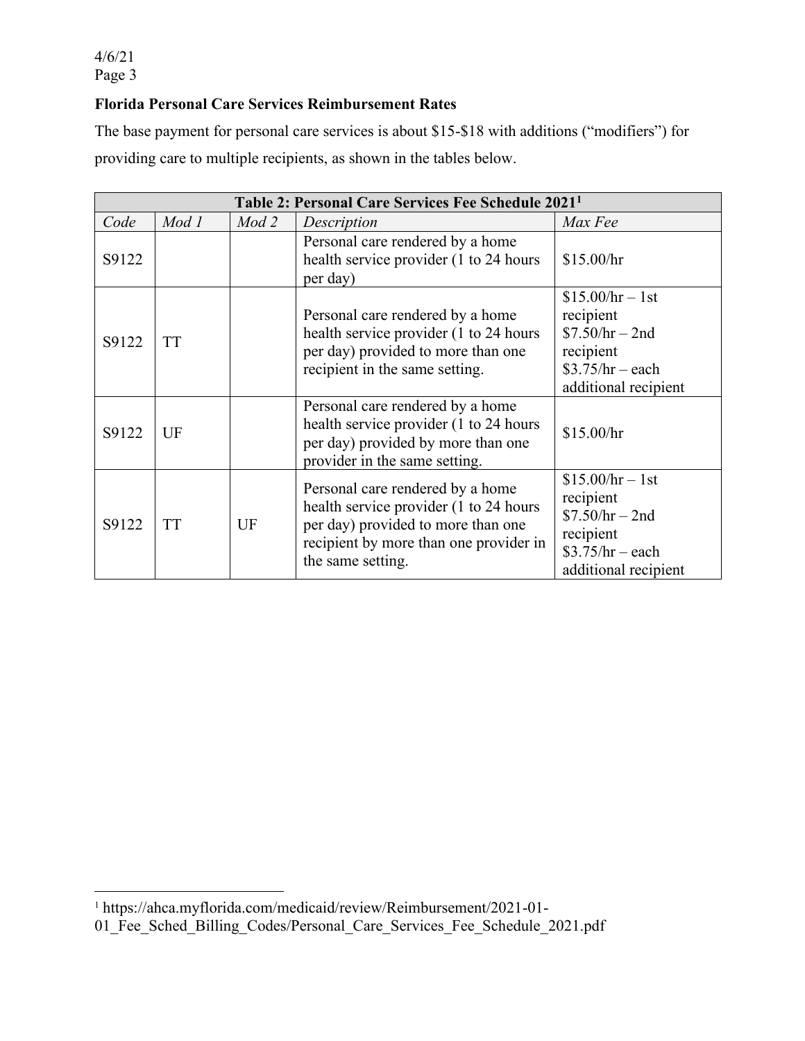**Florida Personal Care Services Reimbursement Rates**

The base payment for personal care services is about $15-$18 with additions ("modifiers") for providing care to multiple recipients, as shown in the tables below.

| Table 2: Personal Care Services Fee Schedule 2021[1] | | | | |
|---|---|---|---|---|
| *Code* | *Mod 1* | *Mod 2* | *Description* | *Max Fee* |
| S9122 | | | Personal care rendered by a home health service provider (1 to 24 hours per day) | $15.00/hr |
| S9122 | TT | | Personal care rendered by a home health service provider (1 to 24 hours per day) provided to more than one recipient in the same setting. | $15.00/hr – 1st recipient<br>$7.50/hr – 2nd recipient<br>$3.75/hr – each additional recipient |
| S9122 | UF | | Personal care rendered by a home health service provider (1 to 24 hours per day) provided by more than one provider in the same setting. | $15.00/hr |
| S9122 | TT | UF | Personal care rendered by a home health service provider (1 to 24 hours per day) provided to more than one recipient by more than one provider in the same setting. | $15.00/hr – 1st recipient<br>$7.50/hr – 2nd recipient<br>$3.75/hr – each additional recipient |

[1] https://ahca.myflorida.com/medicaid/review/Reimbursement/2021-01-01_Fee_Sched_Billing_Codes/Personal_Care_Services_Fee_Schedule_2021.pdf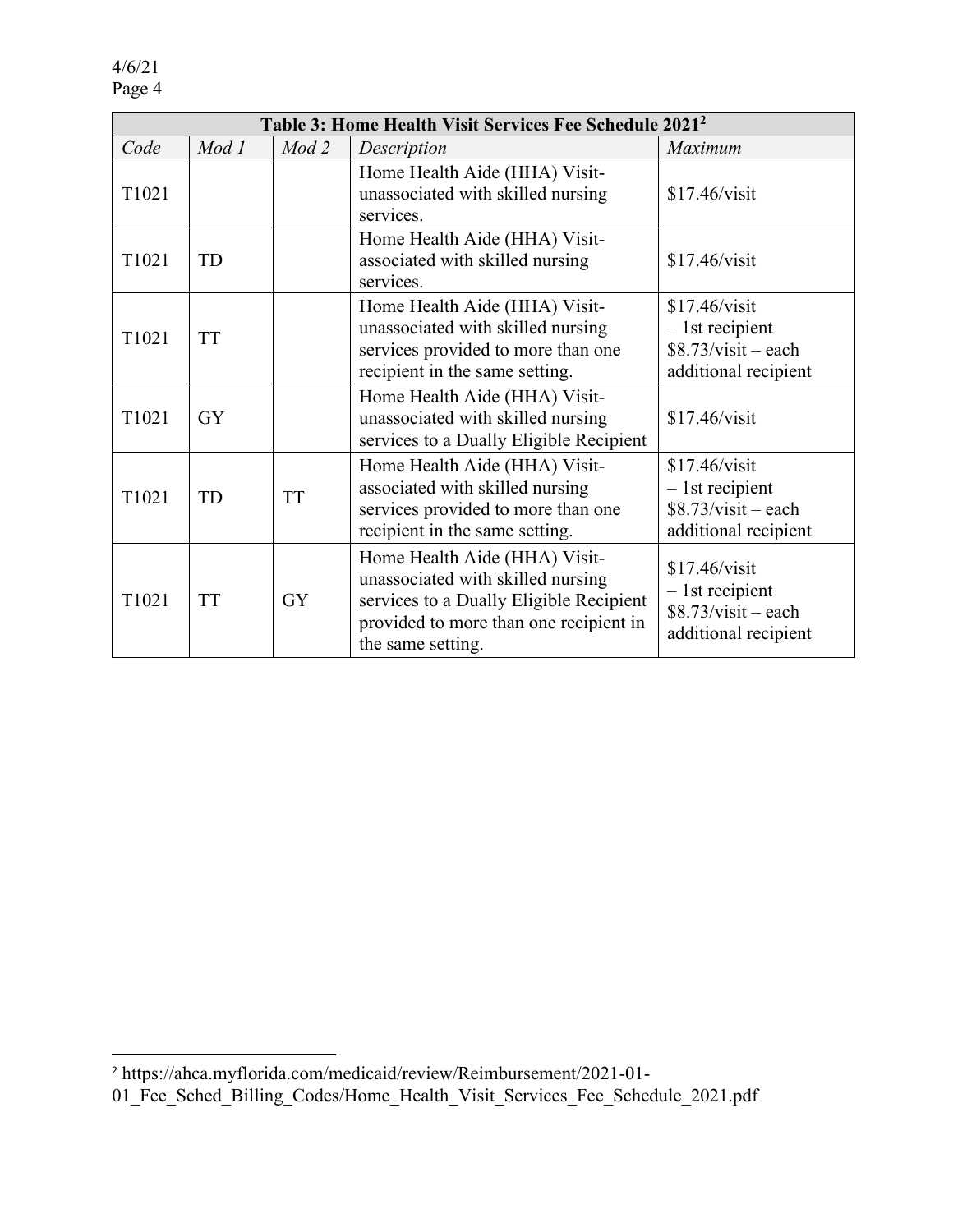| Table 3: Home Health Visit Services Fee Schedule 2021[2] | | | | |
|---|---|---|---|---|
| *Code* | *Mod 1* | *Mod 2* | *Description* | *Maximum* |
| T1021 | | | Home Health Aide (HHA) Visit- unassociated with skilled nursing services. | $17.46/visit |
| T1021 | TD | | Home Health Aide (HHA) Visit- associated with skilled nursing services. | $17.46/visit |
| T1021 | TT | | Home Health Aide (HHA) Visit- unassociated with skilled nursing services provided to more than one recipient in the same setting. | $17.46/visit – 1st recipient $8.73/visit – each additional recipient |
| T1021 | GY | | Home Health Aide (HHA) Visit- unassociated with skilled nursing services to a Dually Eligible Recipient | $17.46/visit |
| T1021 | TD | TT | Home Health Aide (HHA) Visit- associated with skilled nursing services provided to more than one recipient in the same setting. | $17.46/visit – 1st recipient $8.73/visit – each additional recipient |
| T1021 | TT | GY | Home Health Aide (HHA) Visit- unassociated with skilled nursing services to a Dually Eligible Recipient provided to more than one recipient in the same setting. | $17.46/visit – 1st recipient $8.73/visit – each additional recipient |

[2] https://ahca.myflorida.com/medicaid/review/Reimbursement/2021-01-01_Fee_Sched_Billing_Codes/Home_Health_Visit_Services_Fee_Schedule_2021.pdf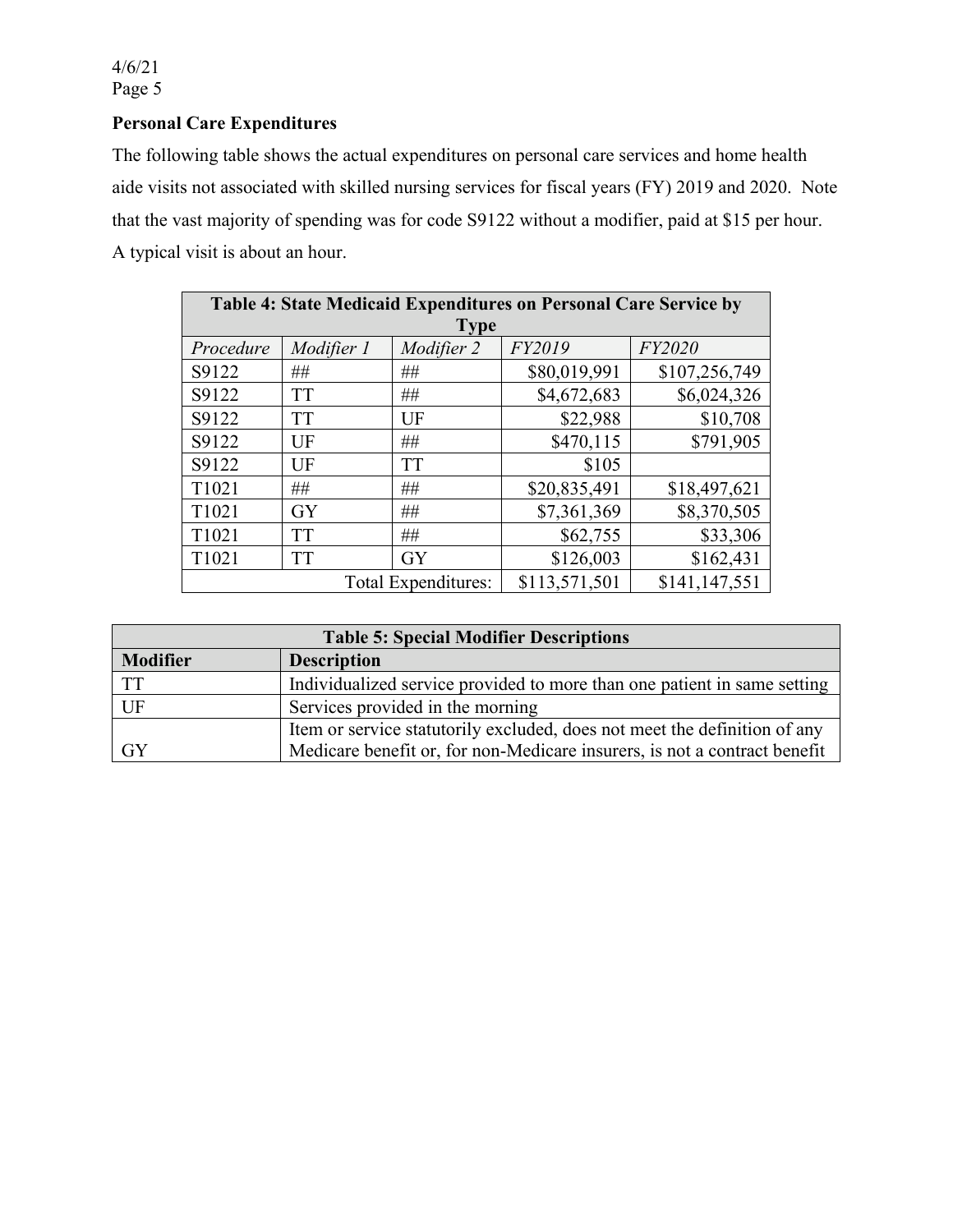**Personal Care Expenditures**

The following table shows the actual expenditures on personal care services and home health aide visits not associated with skilled nursing services for fiscal years (FY) 2019 and 2020. Note that the vast majority of spending was for code S9122 without a modifier, paid at $15 per hour. A typical visit is about an hour.

| **Table 4: State Medicaid Expenditures on Personal Care Service by Type** | | | | |
|---|---|---|---|---|
| *Procedure* | *Modifier 1* | *Modifier 2* | *FY2019* | *FY2020* |
| S9122 | ## | ## | $80,019,991 | $107,256,749 |
| S9122 | TT | ## | $4,672,683 | $6,024,326 |
| S9122 | TT | UF | $22,988 | $10,708 |
| S9122 | UF | ## | $470,115 | $791,905 |
| S9122 | UF | TT | $105 | |
| T1021 | ## | ## | $20,835,491 | $18,497,621 |
| T1021 | GY | ## | $7,361,369 | $8,370,505 |
| T1021 | TT | ## | $62,755 | $33,306 |
| T1021 | TT | GY | $126,003 | $162,431 |
| | | Total Expenditures: | $113,571,501 | $141,147,551 |

| **Table 5: Special Modifier Descriptions** | |
|---|---|
| **Modifier** | **Description** |
| TT | Individualized service provided to more than one patient in same setting |
| UF | Services provided in the morning |
| GY | Item or service statutorily excluded, does not meet the definition of any Medicare benefit or, for non-Medicare insurers, is not a contract benefit |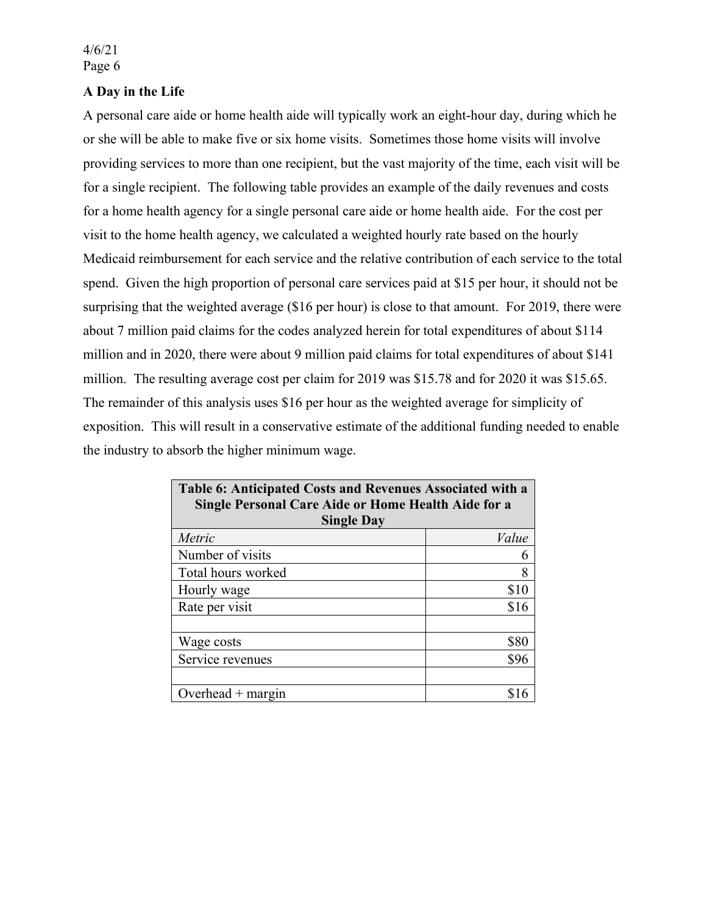**A Day in the Life**

A personal care aide or home health aide will typically work an eight-hour day, during which he or she will be able to make five or six home visits. Sometimes those home visits will involve providing services to more than one recipient, but the vast majority of the time, each visit will be for a single recipient. The following table provides an example of the daily revenues and costs for a home health agency for a single personal care aide or home health aide. For the cost per visit to the home health agency, we calculated a weighted hourly rate based on the hourly Medicaid reimbursement for each service and the relative contribution of each service to the total spend. Given the high proportion of personal care services paid at $15 per hour, it should not be surprising that the weighted average ($16 per hour) is close to that amount. For 2019, there were about 7 million paid claims for the codes analyzed herein for total expenditures of about $114 million and in 2020, there were about 9 million paid claims for total expenditures of about $141 million. The resulting average cost per claim for 2019 was $15.78 and for 2020 it was $15.65. The remainder of this analysis uses $16 per hour as the weighted average for simplicity of exposition. This will result in a conservative estimate of the additional funding needed to enable the industry to absorb the higher minimum wage.

**Table 6: Anticipated Costs and Revenues Associated with a Single Personal Care Aide or Home Health Aide for a Single Day**

| *Metric* | *Value* |
|---|---:|
| Number of visits | 6 |
| Total hours worked | 8 |
| Hourly wage | $10 |
| Rate per visit | $16 |
| | |
| Wage costs | $80 |
| Service revenues | $96 |
| | |
| Overhead + margin | $16 |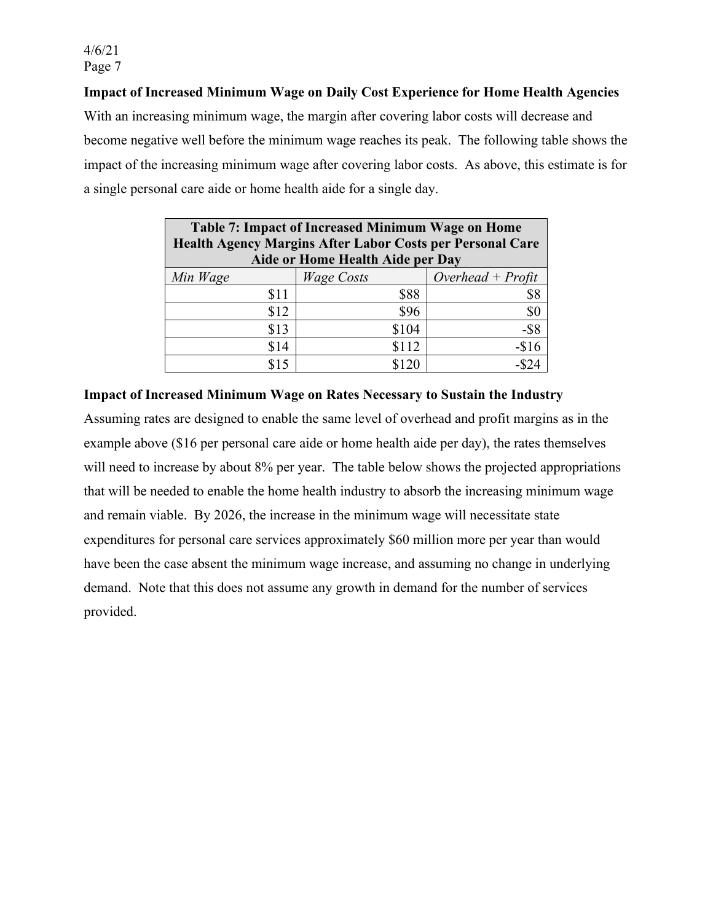**Impact of Increased Minimum Wage on Daily Cost Experience for Home Health Agencies**

With an increasing minimum wage, the margin after covering labor costs will decrease and become negative well before the minimum wage reaches its peak. The following table shows the impact of the increasing minimum wage after covering labor costs. As above, this estimate is for a single personal care aide or home health aide for a single day.

| Table 7: Impact of Increased Minimum Wage on Home Health Agency Margins After Labor Costs per Personal Care Aide or Home Health Aide per Day | | |
|---|---|---|
| *Min Wage* | *Wage Costs* | *Overhead + Profit* |
| $11 | $88 | $8 |
| $12 | $96 | $0 |
| $13 | $104 | -$8 |
| $14 | $112 | -$16 |
| $15 | $120 | -$24 |

**Impact of Increased Minimum Wage on Rates Necessary to Sustain the Industry**

Assuming rates are designed to enable the same level of overhead and profit margins as in the example above ($16 per personal care aide or home health aide per day), the rates themselves will need to increase by about 8% per year. The table below shows the projected appropriations that will be needed to enable the home health industry to absorb the increasing minimum wage and remain viable. By 2026, the increase in the minimum wage will necessitate state expenditures for personal care services approximately $60 million more per year than would have been the case absent the minimum wage increase, and assuming no change in underlying demand. Note that this does not assume any growth in demand for the number of services provided.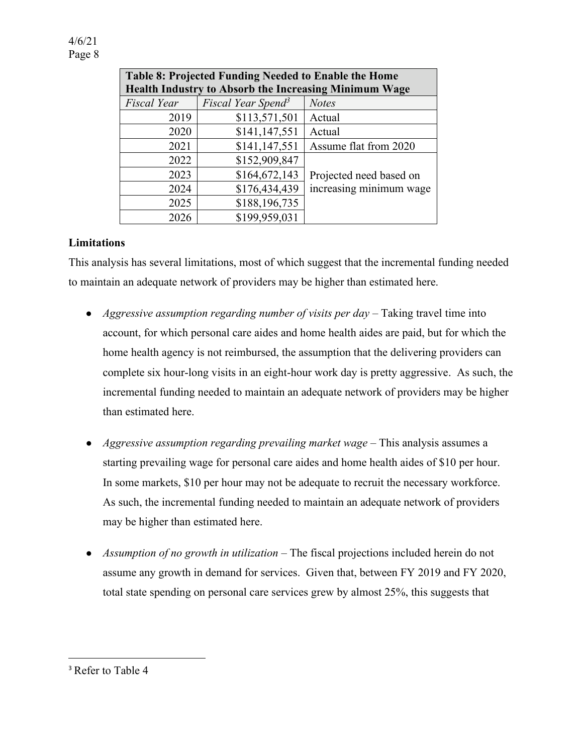| Table 8: Projected Funding Needed to Enable the Home Health Industry to Absorb the Increasing Minimum Wage | | |
|---|---|---|
| *Fiscal Year* | *Fiscal Year Spend*[3] | *Notes* |
| 2019 | $113,571,501 | Actual |
| 2020 | $141,147,551 | Actual |
| 2021 | $141,147,551 | Assume flat from 2020 |
| 2022 | $152,909,847 | Projected need based on increasing minimum wage |
| 2023 | $164,672,143 | |
| 2024 | $176,434,439 | |
| 2025 | $188,196,735 | |
| 2026 | $199,959,031 | |

**Limitations**

This analysis has several limitations, most of which suggest that the incremental funding needed to maintain an adequate network of providers may be higher than estimated here.

- *Aggressive assumption regarding number of visits per day* – Taking travel time into account, for which personal care aides and home health aides are paid, but for which the home health agency is not reimbursed, the assumption that the delivering providers can complete six hour-long visits in an eight-hour work day is pretty aggressive. As such, the incremental funding needed to maintain an adequate network of providers may be higher than estimated here.

- *Aggressive assumption regarding prevailing market wage* – This analysis assumes a starting prevailing wage for personal care aides and home health aides of $10 per hour. In some markets, $10 per hour may not be adequate to recruit the necessary workforce. As such, the incremental funding needed to maintain an adequate network of providers may be higher than estimated here.

- *Assumption of no growth in utilization* – The fiscal projections included herein do not assume any growth in demand for services. Given that, between FY 2019 and FY 2020, total state spending on personal care services grew by almost 25%, this suggests that

[3] Refer to Table 4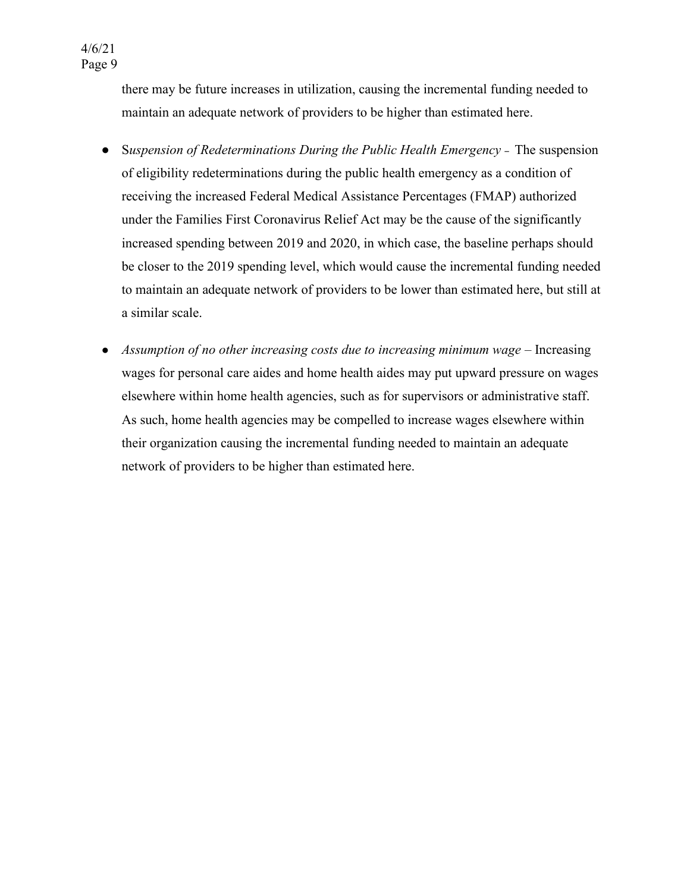there may be future increases in utilization, causing the incremental funding needed to maintain an adequate network of providers to be higher than estimated here.

- S*uspension of Redeterminations During the Public Health Emergency* – The suspension of eligibility redeterminations during the public health emergency as a condition of receiving the increased Federal Medical Assistance Percentages (FMAP) authorized under the Families First Coronavirus Relief Act may be the cause of the significantly increased spending between 2019 and 2020, in which case, the baseline perhaps should be closer to the 2019 spending level, which would cause the incremental funding needed to maintain an adequate network of providers to be lower than estimated here, but still at a similar scale.
- *Assumption of no other increasing costs due to increasing minimum wage* – Increasing wages for personal care aides and home health aides may put upward pressure on wages elsewhere within home health agencies, such as for supervisors or administrative staff. As such, home health agencies may be compelled to increase wages elsewhere within their organization causing the incremental funding needed to maintain an adequate network of providers to be higher than estimated here.